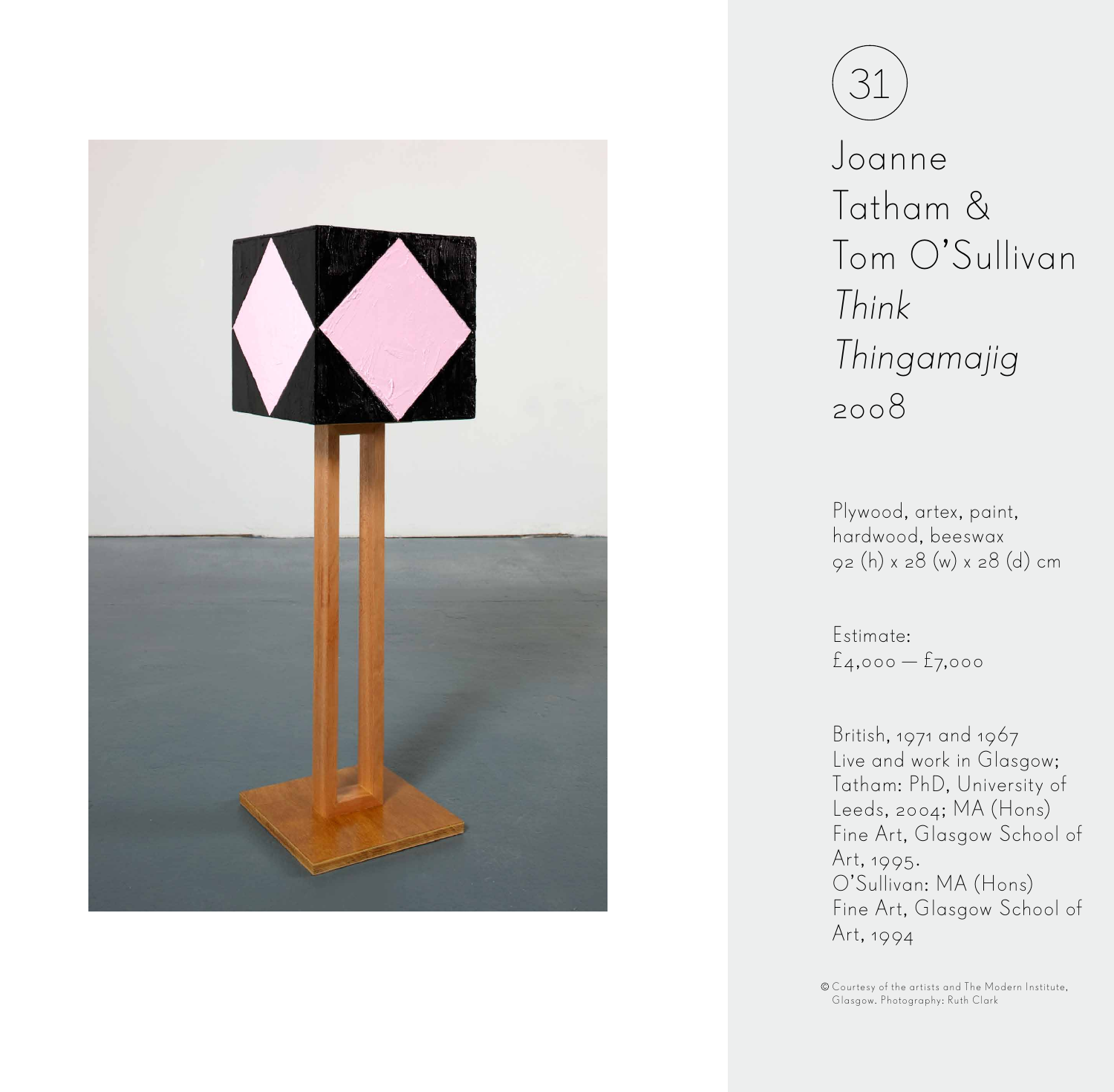31

# Joanne Tatham & Tom O'Sullivan

*Think Thingamajig*

2008

Plywood, artex, paint, hardwood, beeswax
92 (h) x 28 (w) x 28 (d) cm

Estimate:
£4,000 — £7,000

British, 1971 and 1967
Live and work in Glasgow;
Tatham: PhD, University of Leeds, 2004; MA (Hons) Fine Art, Glasgow School of Art, 1995.
O'Sullivan: MA (Hons) Fine Art, Glasgow School of Art, 1994

© Courtesy of the artists and The Modern Institute, Glasgow. Photography: Ruth Clark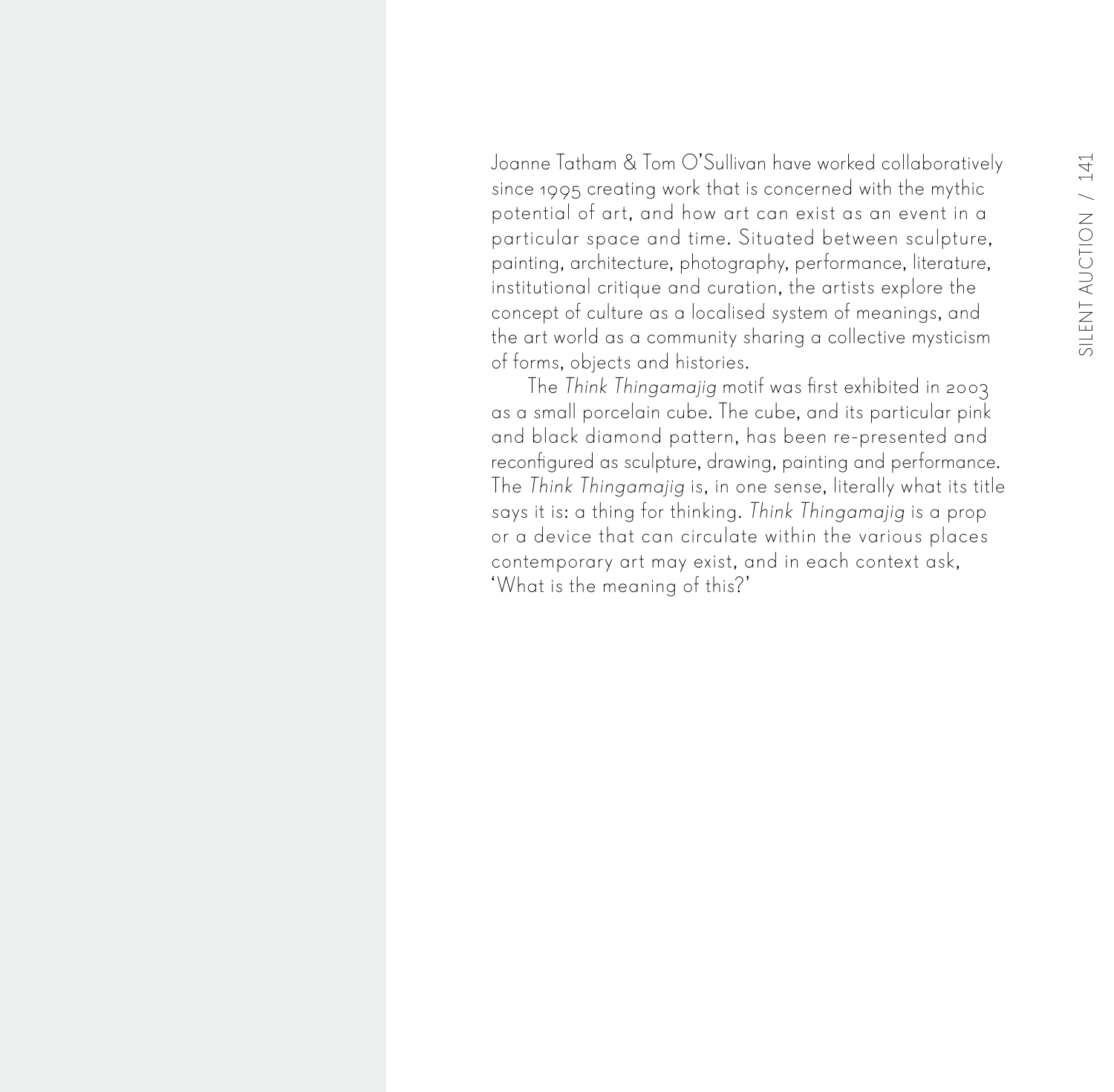Joanne Tatham & Tom O'Sullivan have worked collaboratively since 1995 creating work that is concerned with the mythic potential of art, and how art can exist as an event in a particular space and time. Situated between sculpture, painting, architecture, photography, performance, literature, institutional critique and curation, the artists explore the concept of culture as a localised system of meanings, and the art world as a community sharing a collective mysticism of forms, objects and histories.

The *Think Thingamajig* motif was first exhibited in 2003 as a small porcelain cube. The cube, and its particular pink and black diamond pattern, has been re-presented and reconfigured as sculpture, drawing, painting and performance. The *Think Thingamajig* is, in one sense, literally what its title says it is: a thing for thinking. *Think Thingamajig* is a prop or a device that can circulate within the various places contemporary art may exist, and in each context ask, 'What is the meaning of this?'